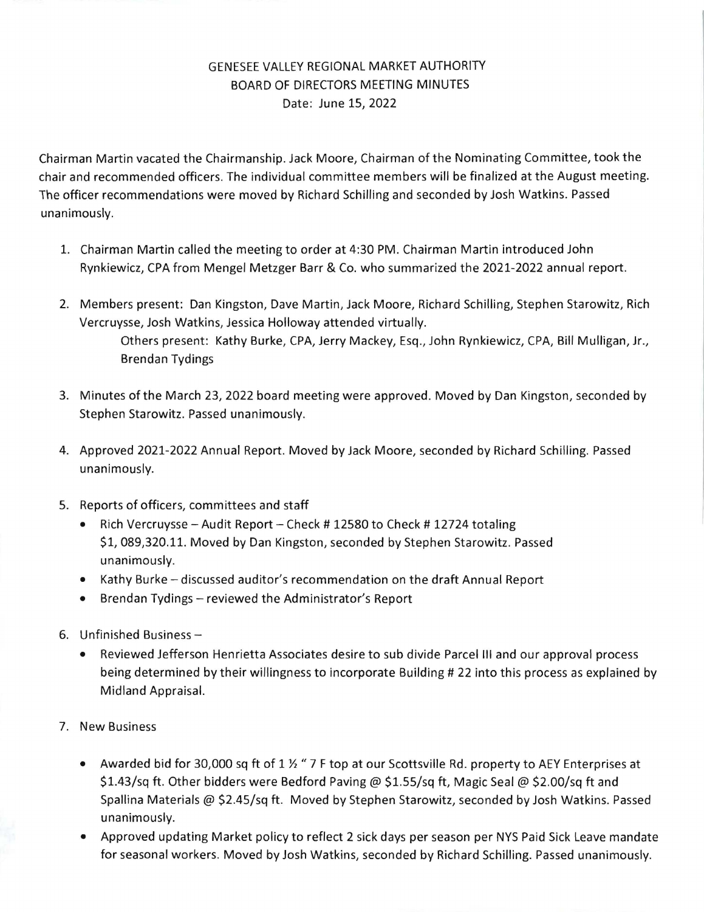GENESEE VALLEY REGIONAL MARKET AUTHORITY
BOARD OF DIRECTORS MEETING MINUTES
Date: June 15, 2022

Chairman Martin vacated the Chairmanship. Jack Moore, Chairman of the Nominating Committee, took the chair and recommended officers. The individual committee members will be finalized at the August meeting. The officer recommendations were moved by Richard Schilling and seconded by Josh Watkins. Passed unanimously.

1. Chairman Martin called the meeting to order at 4:30 PM. Chairman Martin introduced John Rynkiewicz, CPA from Mengel Metzger Barr & Co. who summarized the 2021-2022 annual report.

2. Members present: Dan Kingston, Dave Martin, Jack Moore, Richard Schilling, Stephen Starowitz, Rich Vercruysse, Josh Watkins, Jessica Holloway attended virtually.
   Others present: Kathy Burke, CPA, Jerry Mackey, Esq., John Rynkiewicz, CPA, Bill Mulligan, Jr., Brendan Tydings

3. Minutes of the March 23, 2022 board meeting were approved. Moved by Dan Kingston, seconded by Stephen Starowitz. Passed unanimously.

4. Approved 2021-2022 Annual Report. Moved by Jack Moore, seconded by Richard Schilling. Passed unanimously.

5. Reports of officers, committees and staff
   - Rich Vercruysse – Audit Report – Check # 12580 to Check # 12724 totaling $1, 089,320.11. Moved by Dan Kingston, seconded by Stephen Starowitz. Passed unanimously.
   - Kathy Burke – discussed auditor's recommendation on the draft Annual Report
   - Brendan Tydings – reviewed the Administrator's Report

6. Unfinished Business –
   - Reviewed Jefferson Henrietta Associates desire to sub divide Parcel III and our approval process being determined by their willingness to incorporate Building # 22 into this process as explained by Midland Appraisal.

7. New Business
   - Awarded bid for 30,000 sq ft of 1 ½ " 7 F top at our Scottsville Rd. property to AEY Enterprises at $1.43/sq ft. Other bidders were Bedford Paving @ $1.55/sq ft, Magic Seal @ $2.00/sq ft and Spallina Materials @ $2.45/sq ft. Moved by Stephen Starowitz, seconded by Josh Watkins. Passed unanimously.
   - Approved updating Market policy to reflect 2 sick days per season per NYS Paid Sick Leave mandate for seasonal workers. Moved by Josh Watkins, seconded by Richard Schilling. Passed unanimously.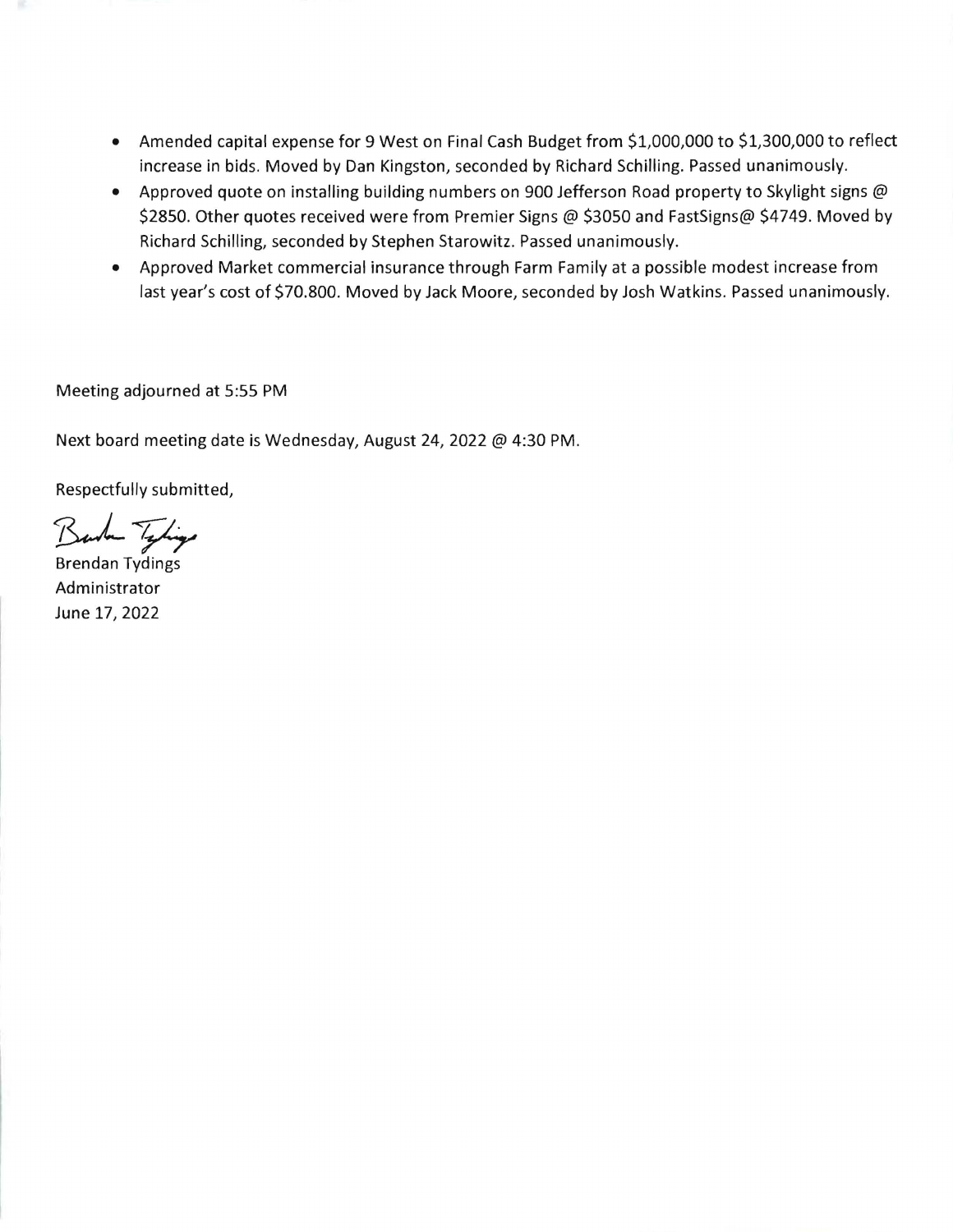- Amended capital expense for 9 West on Final Cash Budget from $1,000,000 to $1,300,000 to reflect increase in bids. Moved by Dan Kingston, seconded by Richard Schilling. Passed unanimously.
- Approved quote on installing building numbers on 900 Jefferson Road property to Skylight signs @ $2850. Other quotes received were from Premier Signs @ $3050 and FastSigns@ $4749. Moved by Richard Schilling, seconded by Stephen Starowitz. Passed unanimously.
- Approved Market commercial insurance through Farm Family at a possible modest increase from last year's cost of $70.800. Moved by Jack Moore, seconded by Josh Watkins. Passed unanimously.

Meeting adjourned at 5:55 PM

Next board meeting date is Wednesday, August 24, 2022 @ 4:30 PM.

Respectfully submitted,

Brendan Tydings
Administrator
June 17, 2022